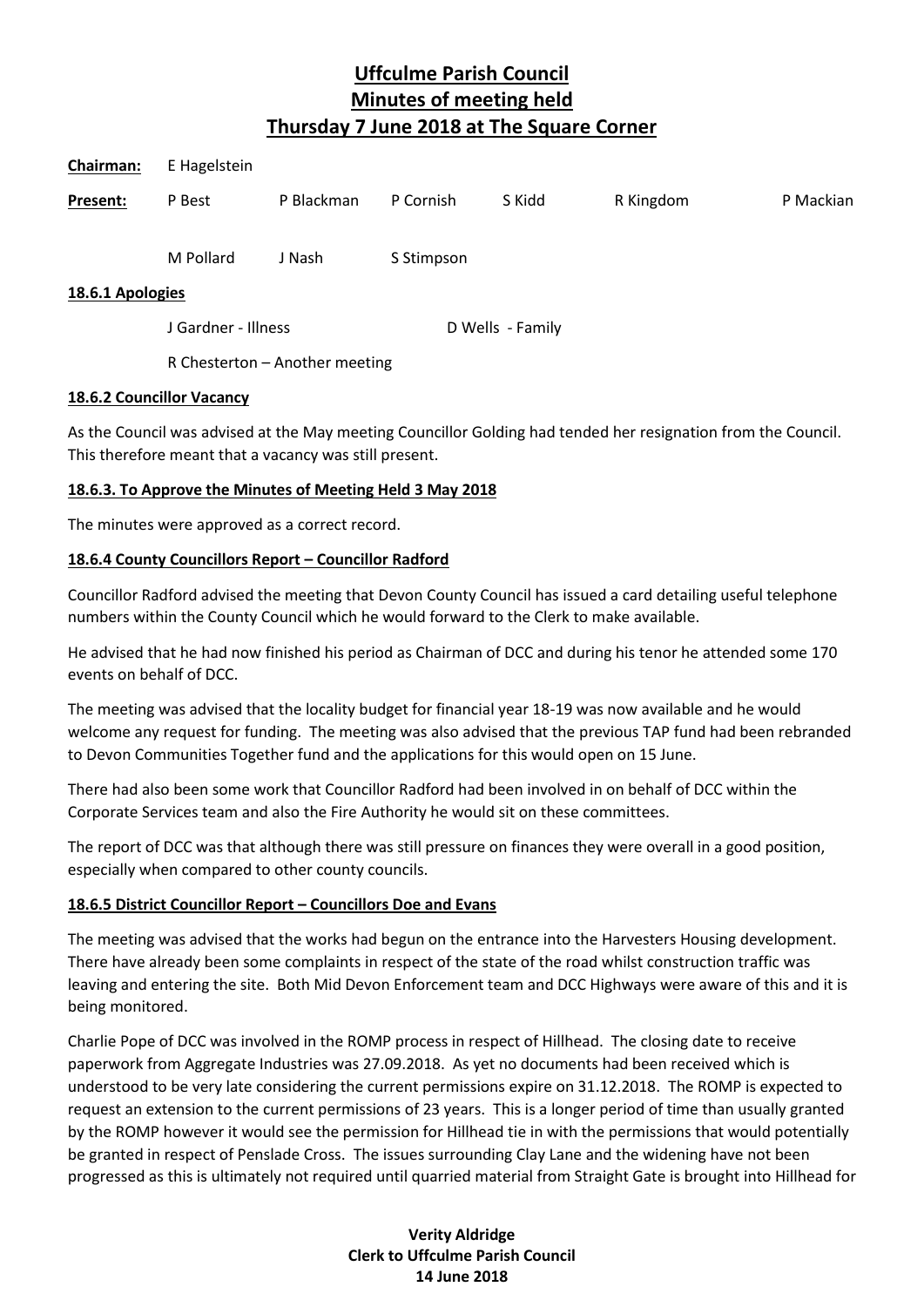# Uffculme Parish Council
# Minutes of meeting held
# Thursday 7 June 2018 at The Square Corner

| | | | | | | |
|---|---|---|---|---|---|---|
| **Chairman:** | E Hagelstein | | | | | |
| **Present:** | P Best | P Blackman | P Cornish | S Kidd | R Kingdom | P Mackian |
| | M Pollard | J Nash | S Stimpson | | | |

### 18.6.1 Apologies

J Gardner - Illness

D Wells - Family

R Chesterton – Another meeting

### 18.6.2 Councillor Vacancy

As the Council was advised at the May meeting Councillor Golding had tended her resignation from the Council. This therefore meant that a vacancy was still present.

### 18.6.3. To Approve the Minutes of Meeting Held 3 May 2018

The minutes were approved as a correct record.

### 18.6.4 County Councillors Report – Councillor Radford

Councillor Radford advised the meeting that Devon County Council has issued a card detailing useful telephone numbers within the County Council which he would forward to the Clerk to make available.

He advised that he had now finished his period as Chairman of DCC and during his tenor he attended some 170 events on behalf of DCC.

The meeting was advised that the locality budget for financial year 18-19 was now available and he would welcome any request for funding. The meeting was also advised that the previous TAP fund had been rebranded to Devon Communities Together fund and the applications for this would open on 15 June.

There had also been some work that Councillor Radford had been involved in on behalf of DCC within the Corporate Services team and also the Fire Authority he would sit on these committees.

The report of DCC was that although there was still pressure on finances they were overall in a good position, especially when compared to other county councils.

### 18.6.5 District Councillor Report – Councillors Doe and Evans

The meeting was advised that the works had begun on the entrance into the Harvesters Housing development. There have already been some complaints in respect of the state of the road whilst construction traffic was leaving and entering the site. Both Mid Devon Enforcement team and DCC Highways were aware of this and it is being monitored.

Charlie Pope of DCC was involved in the ROMP process in respect of Hillhead. The closing date to receive paperwork from Aggregate Industries was 27.09.2018. As yet no documents had been received which is understood to be very late considering the current permissions expire on 31.12.2018. The ROMP is expected to request an extension to the current permissions of 23 years. This is a longer period of time than usually granted by the ROMP however it would see the permission for Hillhead tie in with the permissions that would potentially be granted in respect of Penslade Cross. The issues surrounding Clay Lane and the widening have not been progressed as this is ultimately not required until quarried material from Straight Gate is brought into Hillhead for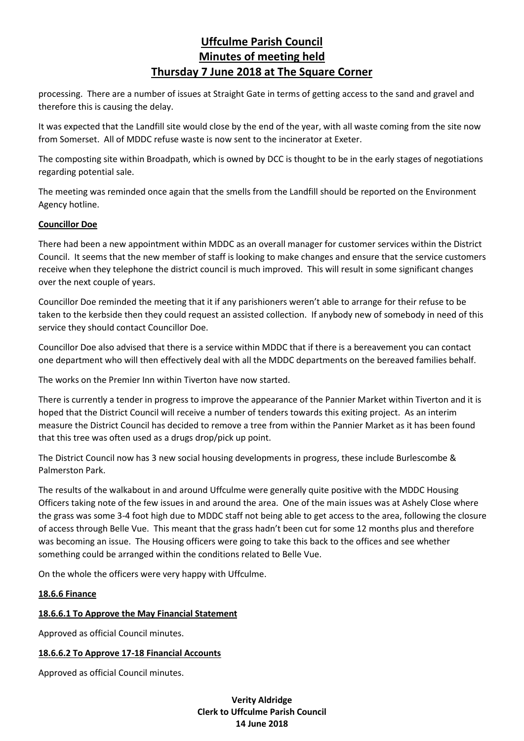processing. There are a number of issues at Straight Gate in terms of getting access to the sand and gravel and therefore this is causing the delay.

It was expected that the Landfill site would close by the end of the year, with all waste coming from the site now from Somerset. All of MDDC refuse waste is now sent to the incinerator at Exeter.

The composting site within Broadpath, which is owned by DCC is thought to be in the early stages of negotiations regarding potential sale.

The meeting was reminded once again that the smells from the Landfill should be reported on the Environment Agency hotline.

**Councillor Doe**

There had been a new appointment within MDDC as an overall manager for customer services within the District Council. It seems that the new member of staff is looking to make changes and ensure that the service customers receive when they telephone the district council is much improved. This will result in some significant changes over the next couple of years.

Councillor Doe reminded the meeting that it if any parishioners weren't able to arrange for their refuse to be taken to the kerbside then they could request an assisted collection. If anybody new of somebody in need of this service they should contact Councillor Doe.

Councillor Doe also advised that there is a service within MDDC that if there is a bereavement you can contact one department who will then effectively deal with all the MDDC departments on the bereaved families behalf.

The works on the Premier Inn within Tiverton have now started.

There is currently a tender in progress to improve the appearance of the Pannier Market within Tiverton and it is hoped that the District Council will receive a number of tenders towards this exiting project. As an interim measure the District Council has decided to remove a tree from within the Pannier Market as it has been found that this tree was often used as a drugs drop/pick up point.

The District Council now has 3 new social housing developments in progress, these include Burlescombe & Palmerston Park.

The results of the walkabout in and around Uffculme were generally quite positive with the MDDC Housing Officers taking note of the few issues in and around the area. One of the main issues was at Ashely Close where the grass was some 3-4 foot high due to MDDC staff not being able to get access to the area, following the closure of access through Belle Vue. This meant that the grass hadn't been cut for some 12 months plus and therefore was becoming an issue. The Housing officers were going to take this back to the offices and see whether something could be arranged within the conditions related to Belle Vue.

On the whole the officers were very happy with Uffculme.

**18.6.6 Finance**

**18.6.6.1 To Approve the May Financial Statement**

Approved as official Council minutes.

**18.6.6.2 To Approve 17-18 Financial Accounts**

Approved as official Council minutes.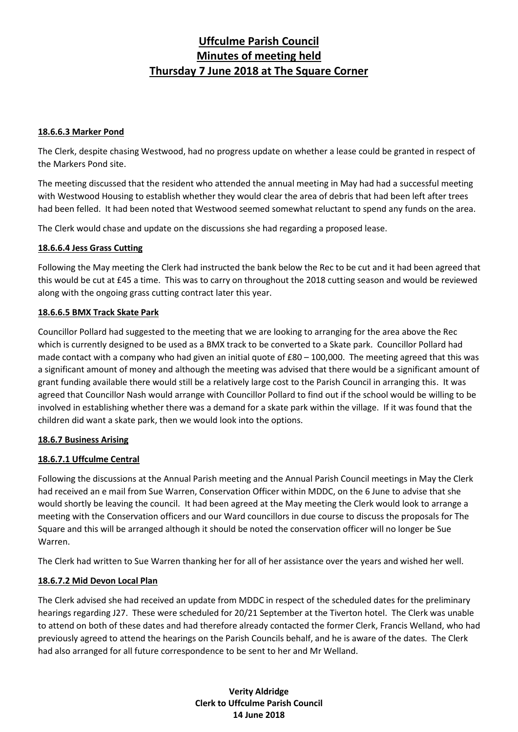# Uffculme Parish Council
# Minutes of meeting held
# Thursday 7 June 2018 at The Square Corner

### 18.6.6.3 Marker Pond

The Clerk, despite chasing Westwood, had no progress update on whether a lease could be granted in respect of the Markers Pond site.

The meeting discussed that the resident who attended the annual meeting in May had had a successful meeting with Westwood Housing to establish whether they would clear the area of debris that had been left after trees had been felled. It had been noted that Westwood seemed somewhat reluctant to spend any funds on the area.

The Clerk would chase and update on the discussions she had regarding a proposed lease.

### 18.6.6.4 Jess Grass Cutting

Following the May meeting the Clerk had instructed the bank below the Rec to be cut and it had been agreed that this would be cut at £45 a time. This was to carry on throughout the 2018 cutting season and would be reviewed along with the ongoing grass cutting contract later this year.

### 18.6.6.5 BMX Track Skate Park

Councillor Pollard had suggested to the meeting that we are looking to arranging for the area above the Rec which is currently designed to be used as a BMX track to be converted to a Skate park. Councillor Pollard had made contact with a company who had given an initial quote of £80 – 100,000. The meeting agreed that this was a significant amount of money and although the meeting was advised that there would be a significant amount of grant funding available there would still be a relatively large cost to the Parish Council in arranging this. It was agreed that Councillor Nash would arrange with Councillor Pollard to find out if the school would be willing to be involved in establishing whether there was a demand for a skate park within the village. If it was found that the children did want a skate park, then we would look into the options.

### 18.6.7 Business Arising

### 18.6.7.1 Uffculme Central

Following the discussions at the Annual Parish meeting and the Annual Parish Council meetings in May the Clerk had received an e mail from Sue Warren, Conservation Officer within MDDC, on the 6 June to advise that she would shortly be leaving the council. It had been agreed at the May meeting the Clerk would look to arrange a meeting with the Conservation officers and our Ward councillors in due course to discuss the proposals for The Square and this will be arranged although it should be noted the conservation officer will no longer be Sue Warren.

The Clerk had written to Sue Warren thanking her for all of her assistance over the years and wished her well.

### 18.6.7.2 Mid Devon Local Plan

The Clerk advised she had received an update from MDDC in respect of the scheduled dates for the preliminary hearings regarding J27. These were scheduled for 20/21 September at the Tiverton hotel. The Clerk was unable to attend on both of these dates and had therefore already contacted the former Clerk, Francis Welland, who had previously agreed to attend the hearings on the Parish Councils behalf, and he is aware of the dates. The Clerk had also arranged for all future correspondence to be sent to her and Mr Welland.

**Verity Aldridge**
**Clerk to Uffculme Parish Council**
**14 June 2018**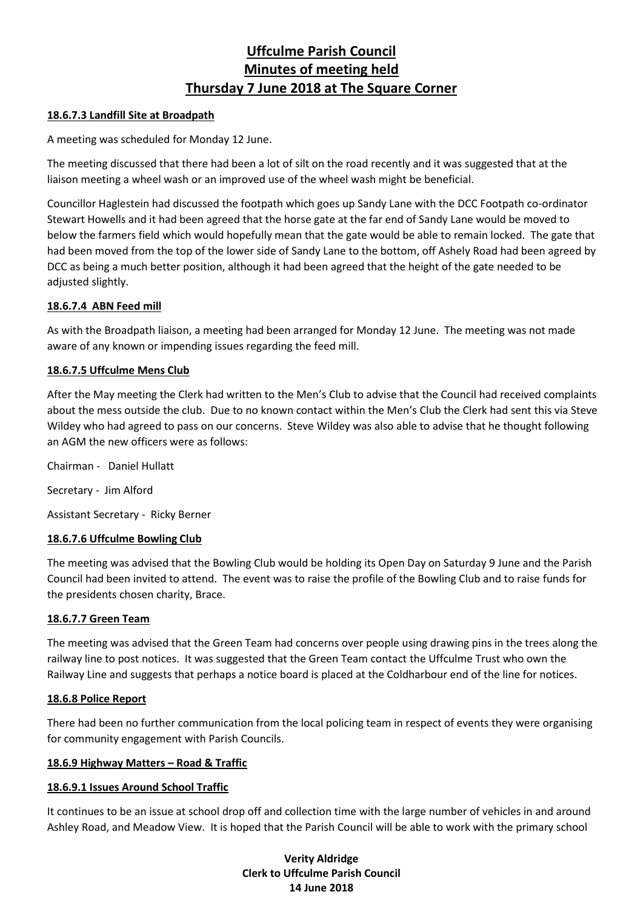# Uffculme Parish Council
# Minutes of meeting held
# Thursday 7 June 2018 at The Square Corner

**18.6.7.3 Landfill Site at Broadpath**

A meeting was scheduled for Monday 12 June.

The meeting discussed that there had been a lot of silt on the road recently and it was suggested that at the liaison meeting a wheel wash or an improved use of the wheel wash might be beneficial.

Councillor Haglestein had discussed the footpath which goes up Sandy Lane with the DCC Footpath co-ordinator Stewart Howells and it had been agreed that the horse gate at the far end of Sandy Lane would be moved to below the farmers field which would hopefully mean that the gate would be able to remain locked. The gate that had been moved from the top of the lower side of Sandy Lane to the bottom, off Ashely Road had been agreed by DCC as being a much better position, although it had been agreed that the height of the gate needed to be adjusted slightly.

**18.6.7.4 ABN Feed mill**

As with the Broadpath liaison, a meeting had been arranged for Monday 12 June. The meeting was not made aware of any known or impending issues regarding the feed mill.

**18.6.7.5 Uffculme Mens Club**

After the May meeting the Clerk had written to the Men's Club to advise that the Council had received complaints about the mess outside the club. Due to no known contact within the Men's Club the Clerk had sent this via Steve Wildey who had agreed to pass on our concerns. Steve Wildey was also able to advise that he thought following an AGM the new officers were as follows:

Chairman - Daniel Hullatt

Secretary - Jim Alford

Assistant Secretary - Ricky Berner

**18.6.7.6 Uffculme Bowling Club**

The meeting was advised that the Bowling Club would be holding its Open Day on Saturday 9 June and the Parish Council had been invited to attend. The event was to raise the profile of the Bowling Club and to raise funds for the presidents chosen charity, Brace.

**18.6.7.7 Green Team**

The meeting was advised that the Green Team had concerns over people using drawing pins in the trees along the railway line to post notices. It was suggested that the Green Team contact the Uffculme Trust who own the Railway Line and suggests that perhaps a notice board is placed at the Coldharbour end of the line for notices.

**18.6.8 Police Report**

There had been no further communication from the local policing team in respect of events they were organising for community engagement with Parish Councils.

**18.6.9 Highway Matters – Road & Traffic**

**18.6.9.1 Issues Around School Traffic**

It continues to be an issue at school drop off and collection time with the large number of vehicles in and around Ashley Road, and Meadow View. It is hoped that the Parish Council will be able to work with the primary school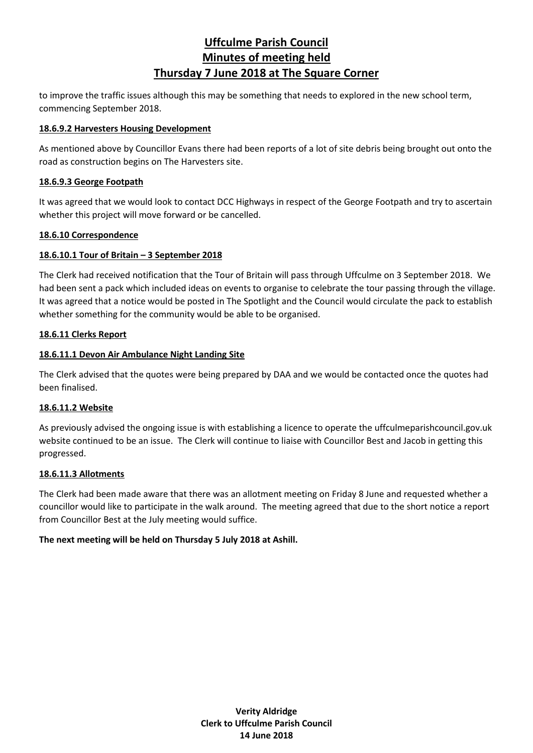to improve the traffic issues although this may be something that needs to explored in the new school term, commencing September 2018.

**18.6.9.2 Harvesters Housing Development**

As mentioned above by Councillor Evans there had been reports of a lot of site debris being brought out onto the road as construction begins on The Harvesters site.

**18.6.9.3 George Footpath**

It was agreed that we would look to contact DCC Highways in respect of the George Footpath and try to ascertain whether this project will move forward or be cancelled.

**18.6.10 Correspondence**

**18.6.10.1 Tour of Britain – 3 September 2018**

The Clerk had received notification that the Tour of Britain will pass through Uffculme on 3 September 2018. We had been sent a pack which included ideas on events to organise to celebrate the tour passing through the village. It was agreed that a notice would be posted in The Spotlight and the Council would circulate the pack to establish whether something for the community would be able to be organised.

**18.6.11 Clerks Report**

**18.6.11.1 Devon Air Ambulance Night Landing Site**

The Clerk advised that the quotes were being prepared by DAA and we would be contacted once the quotes had been finalised.

**18.6.11.2 Website**

As previously advised the ongoing issue is with establishing a licence to operate the uffculmeparishcouncil.gov.uk website continued to be an issue. The Clerk will continue to liaise with Councillor Best and Jacob in getting this progressed.

**18.6.11.3 Allotments**

The Clerk had been made aware that there was an allotment meeting on Friday 8 June and requested whether a councillor would like to participate in the walk around. The meeting agreed that due to the short notice a report from Councillor Best at the July meeting would suffice.

**The next meeting will be held on Thursday 5 July 2018 at Ashill.**

**Verity Aldridge**
**Clerk to Uffculme Parish Council**
**14 June 2018**